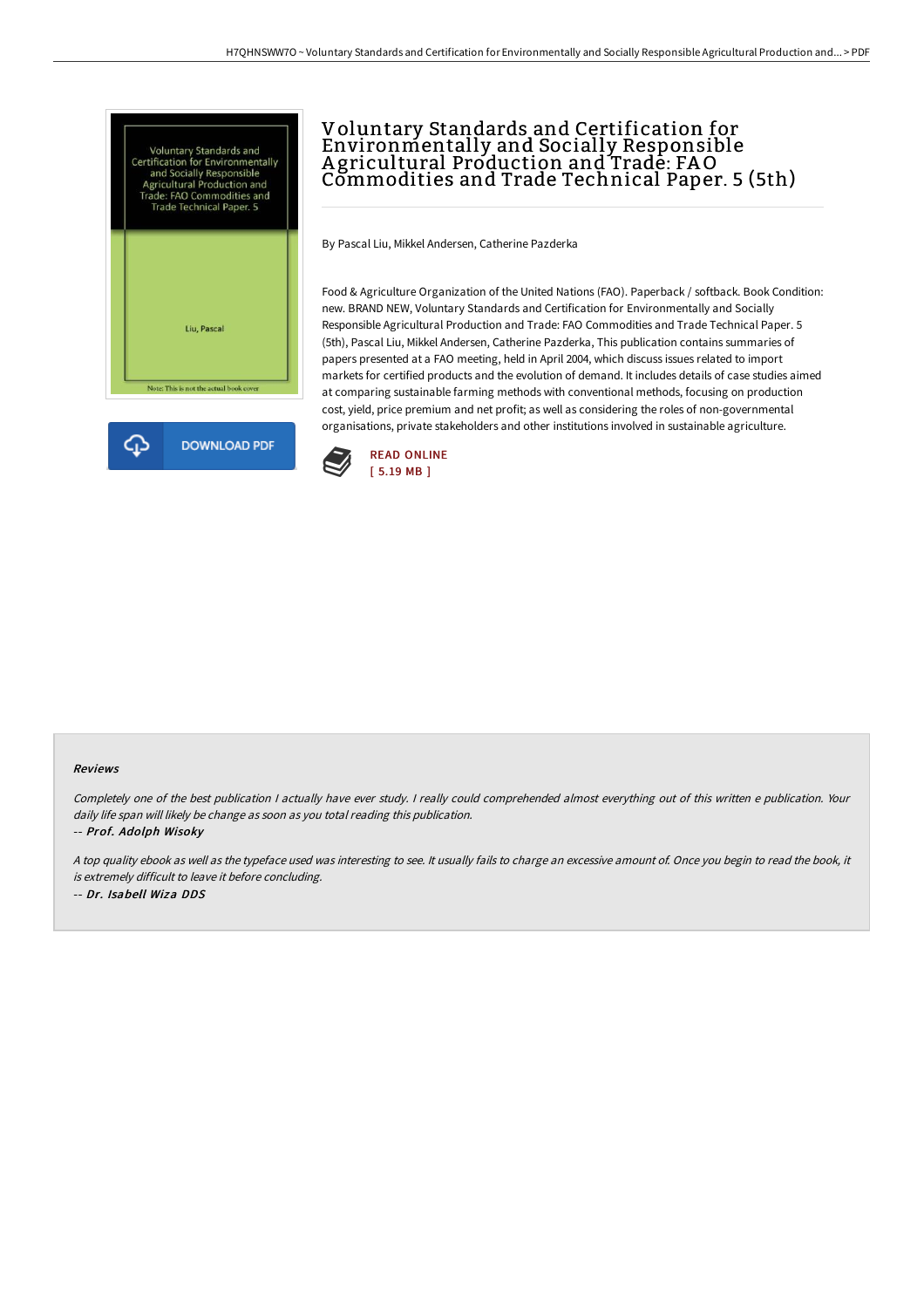# Voluntary Standards and Certification for Environmentally and Socially Responsible Agricultural Production and Trade: FAO Commodities and Trade Technical Paper. 5 (5th)

By Pascal Liu, Mikkel Andersen, Catherine Pazderka

Food & Agriculture Organization of the United Nations (FAO). Paperback / softback. Book Condition: new. BRAND NEW, Voluntary Standards and Certification for Environmentally and Socially Responsible Agricultural Production and Trade: FAO Commodities and Trade Technical Paper. 5 (5th), Pascal Liu, Mikkel Andersen, Catherine Pazderka, This publication contains summaries of papers presented at a FAO meeting, held in April 2004, which discuss issues related to import markets for certified products and the evolution of demand. It includes details of case studies aimed at comparing sustainable farming methods with conventional methods, focusing on production cost, yield, price premium and net profit; as well as considering the roles of non-governmental organisations, private stakeholders and other institutions involved in sustainable agriculture.

DOWNLOAD PDF

READ ONLINE
[ 5.19 MB ]

#### Reviews

*Completely one of the best publication I actually have ever study. I really could comprehended almost everything out of this written e publication. Your daily life span will likely be change as soon as you total reading this publication.*

*-- Prof. Adolph Wisoky*

*A top quality ebook as well as the typeface used was interesting to see. It usually fails to charge an excessive amount of. Once you begin to read the book, it is extremely difficult to leave it before concluding.*

*-- Dr. Isabell Wiza DDS*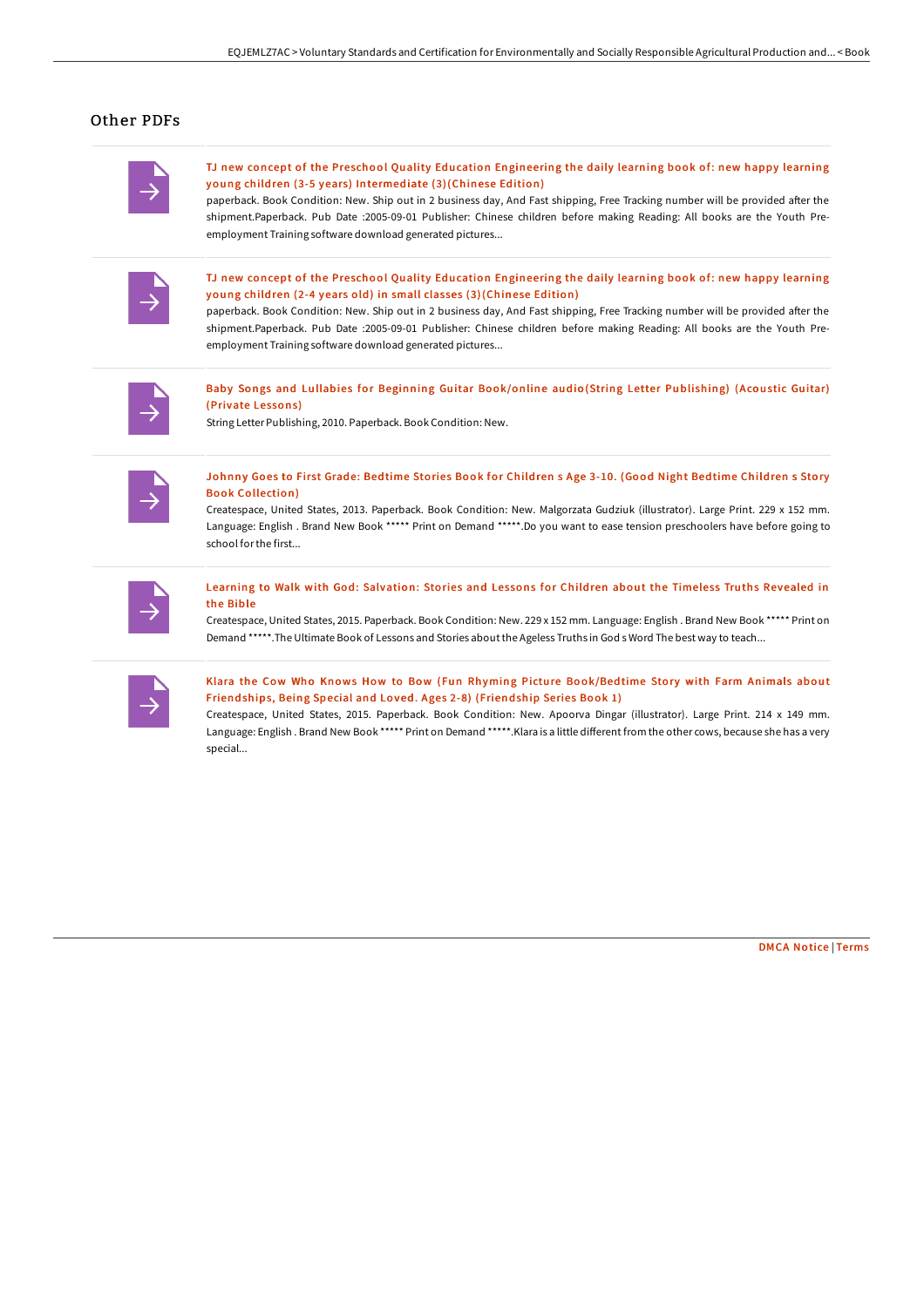## Other PDFs

**TJ new concept of the Preschool Quality Education Engineering the daily learning book of: new happy learning young children (3-5 years) Intermediate (3)(Chinese Edition)**

paperback. Book Condition: New. Ship out in 2 business day, And Fast shipping, Free Tracking number will be provided after the shipment.Paperback. Pub Date :2005-09-01 Publisher: Chinese children before making Reading: All books are the Youth Pre-employment Training software download generated pictures...

**TJ new concept of the Preschool Quality Education Engineering the daily learning book of: new happy learning young children (2-4 years old) in small classes (3)(Chinese Edition)**

paperback. Book Condition: New. Ship out in 2 business day, And Fast shipping, Free Tracking number will be provided after the shipment.Paperback. Pub Date :2005-09-01 Publisher: Chinese children before making Reading: All books are the Youth Pre-employment Training software download generated pictures...

**Baby Songs and Lullabies for Beginning Guitar Book/online audio(String Letter Publishing) (Acoustic Guitar) (Private Lessons)**

String Letter Publishing, 2010. Paperback. Book Condition: New.

**Johnny Goes to First Grade: Bedtime Stories Book for Children s Age 3-10. (Good Night Bedtime Children s Story Book Collection)**

Createspace, United States, 2013. Paperback. Book Condition: New. Malgorzata Gudziuk (illustrator). Large Print. 229 x 152 mm. Language: English . Brand New Book ***** Print on Demand *****.Do you want to ease tension preschoolers have before going to school for the first...

**Learning to Walk with God: Salvation: Stories and Lessons for Children about the Timeless Truths Revealed in the Bible**

Createspace, United States, 2015. Paperback. Book Condition: New. 229 x 152 mm. Language: English . Brand New Book ***** Print on Demand *****.The Ultimate Book of Lessons and Stories about the Ageless Truths in God s Word The best way to teach...

**Klara the Cow Who Knows How to Bow (Fun Rhyming Picture Book/Bedtime Story with Farm Animals about Friendships, Being Special and Loved. Ages 2-8) (Friendship Series Book 1)**

Createspace, United States, 2015. Paperback. Book Condition: New. Apoorva Dingar (illustrator). Large Print. 214 x 149 mm. Language: English . Brand New Book ***** Print on Demand *****.Klara is a little different from the other cows, because she has a very special...